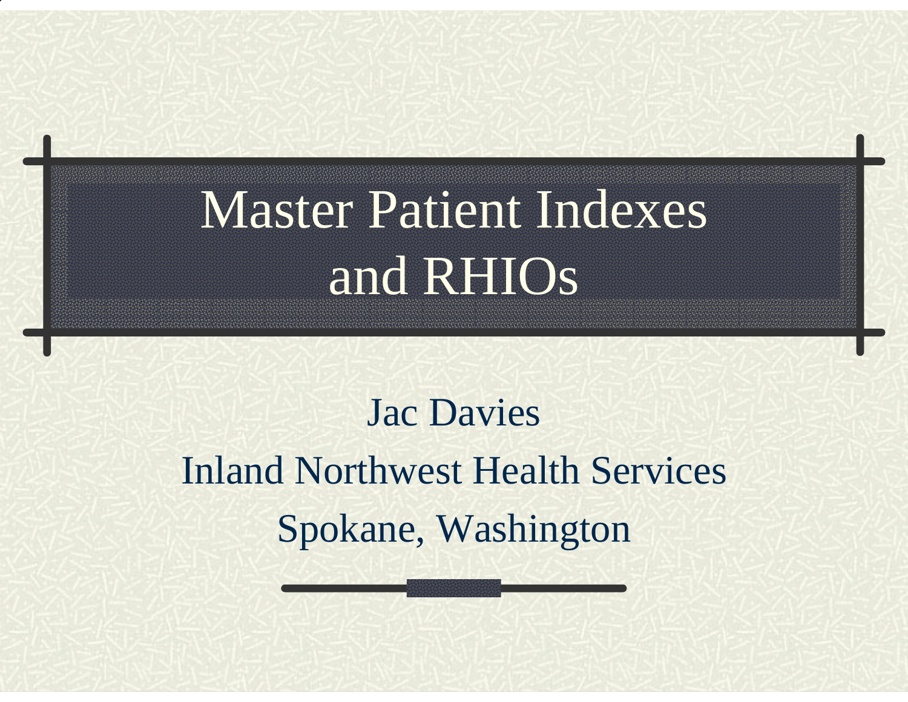# Master Patient Indexes and RHIOs

Jac Davies

Inland Northwest Health Services

Spokane, Washington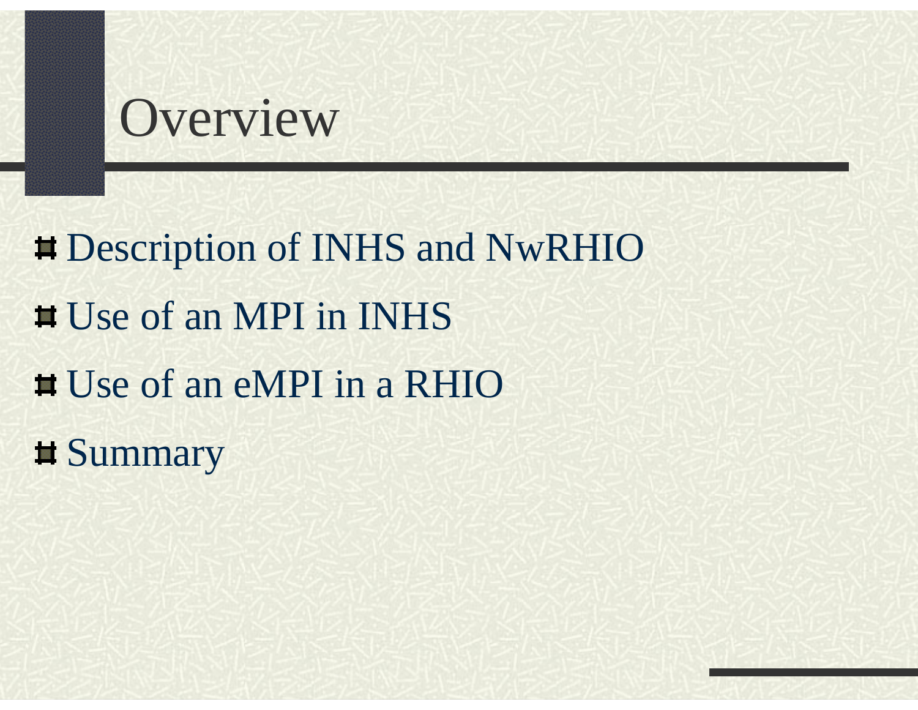# Overview

- Description of INHS and NwRHIO
- Use of an MPI in INHS
- Use of an eMPI in a RHIO
- Summary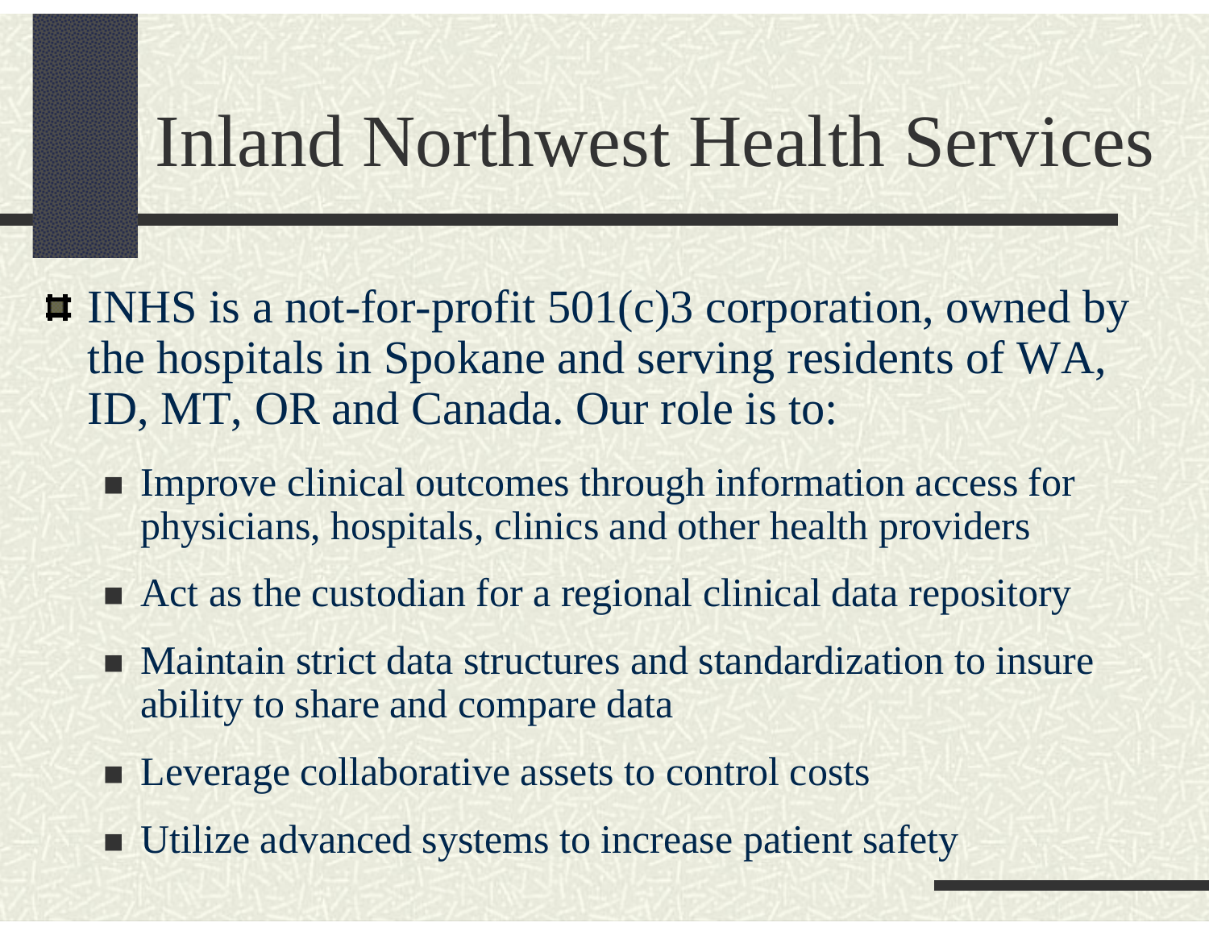# Inland Northwest Health Services

- INHS is a not-for-profit 501(c)3 corporation, owned by the hospitals in Spokane and serving residents of WA, ID, MT, OR and Canada. Our role is to:
  - Improve clinical outcomes through information access for physicians, hospitals, clinics and other health providers
  - Act as the custodian for a regional clinical data repository
  - Maintain strict data structures and standardization to insure ability to share and compare data
  - Leverage collaborative assets to control costs
  - Utilize advanced systems to increase patient safety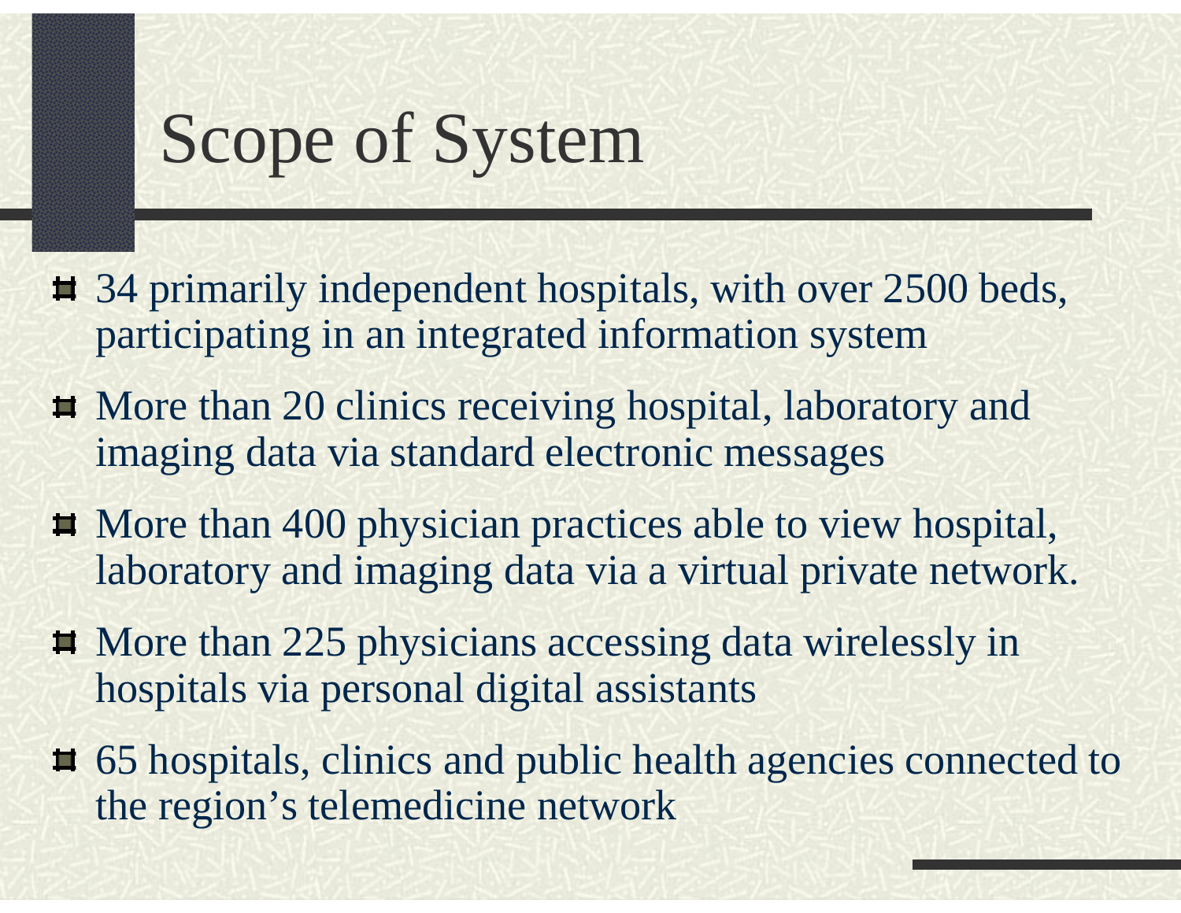# Scope of System

- 34 primarily independent hospitals, with over 2500 beds, participating in an integrated information system
- More than 20 clinics receiving hospital, laboratory and imaging data via standard electronic messages
- More than 400 physician practices able to view hospital, laboratory and imaging data via a virtual private network.
- More than 225 physicians accessing data wirelessly in hospitals via personal digital assistants
- 65 hospitals, clinics and public health agencies connected to the region’s telemedicine network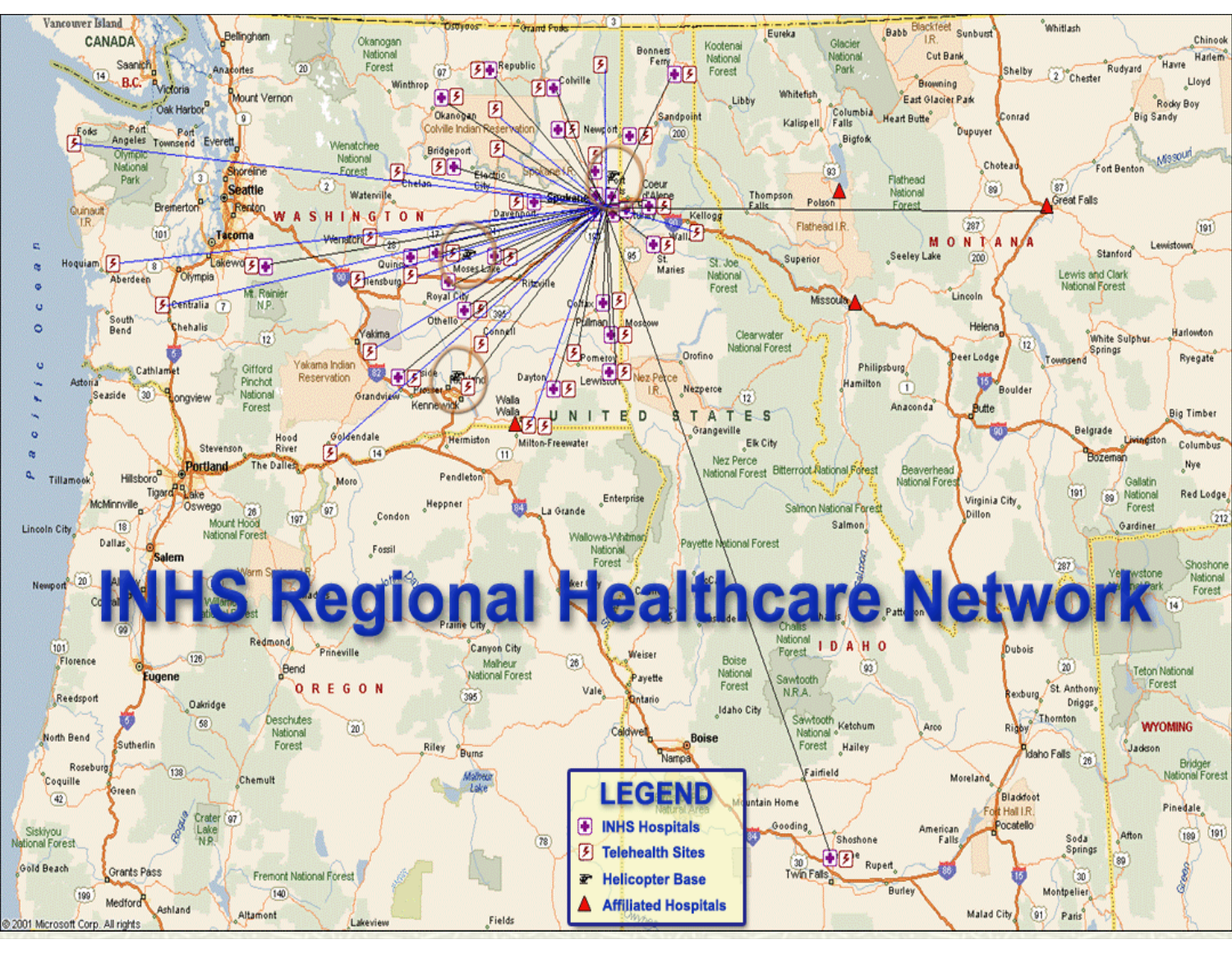# INHS Regional Healthcare Network

**LEGEND**

- INHS Hospitals
- Telehealth Sites
- Helicopter Base
- Affiliated Hospitals

© 2001 Microsoft Corp. All rights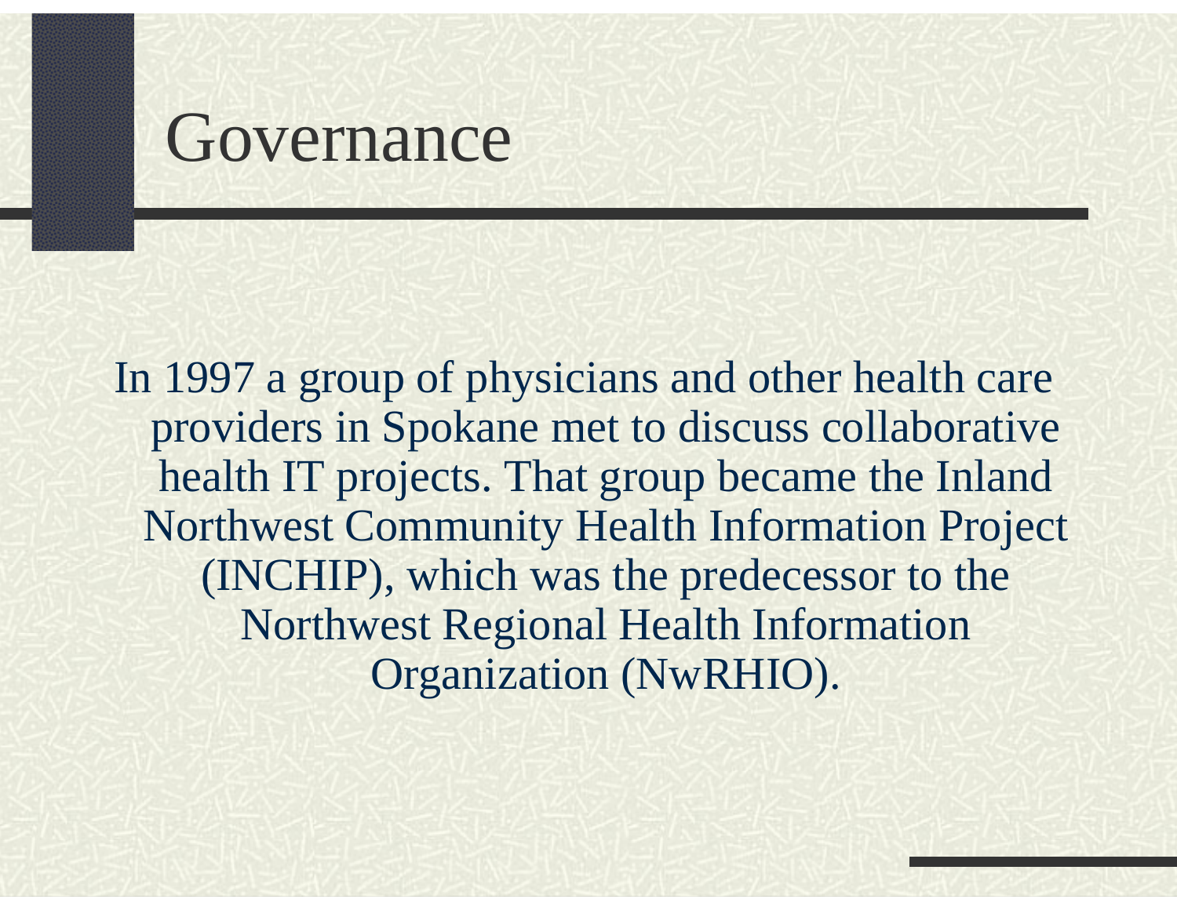# Governance

In 1997 a group of physicians and other health care providers in Spokane met to discuss collaborative health IT projects. That group became the Inland Northwest Community Health Information Project (INCHIP), which was the predecessor to the Northwest Regional Health Information Organization (NwRHIO).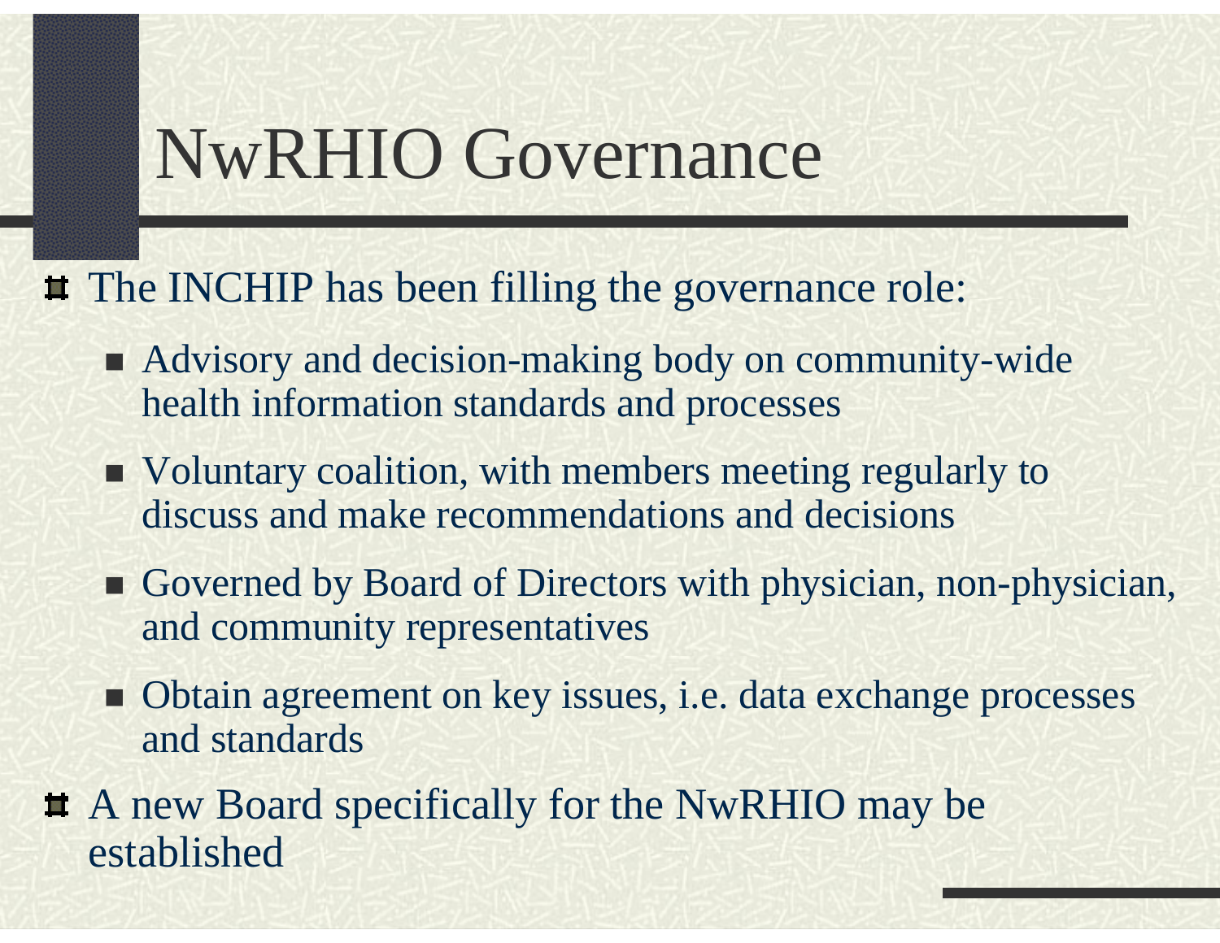# NwRHIO Governance

- The INCHIP has been filling the governance role:
  - Advisory and decision-making body on community-wide health information standards and processes
  - Voluntary coalition, with members meeting regularly to discuss and make recommendations and decisions
  - Governed by Board of Directors with physician, non-physician, and community representatives
  - Obtain agreement on key issues, i.e. data exchange processes and standards
- A new Board specifically for the NwRHIO may be established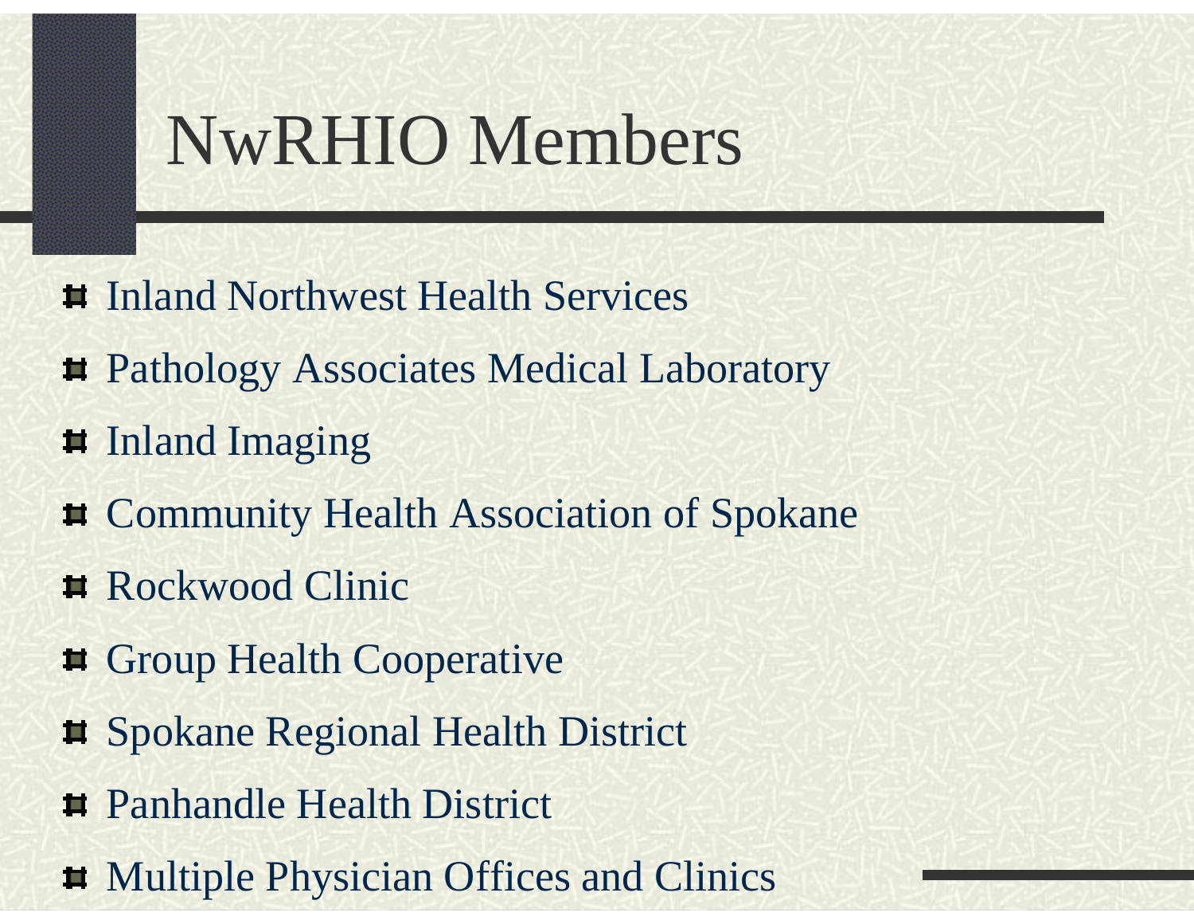# NwRHIO Members

- Inland Northwest Health Services
- Pathology Associates Medical Laboratory
- Inland Imaging
- Community Health Association of Spokane
- Rockwood Clinic
- Group Health Cooperative
- Spokane Regional Health District
- Panhandle Health District
- Multiple Physician Offices and Clinics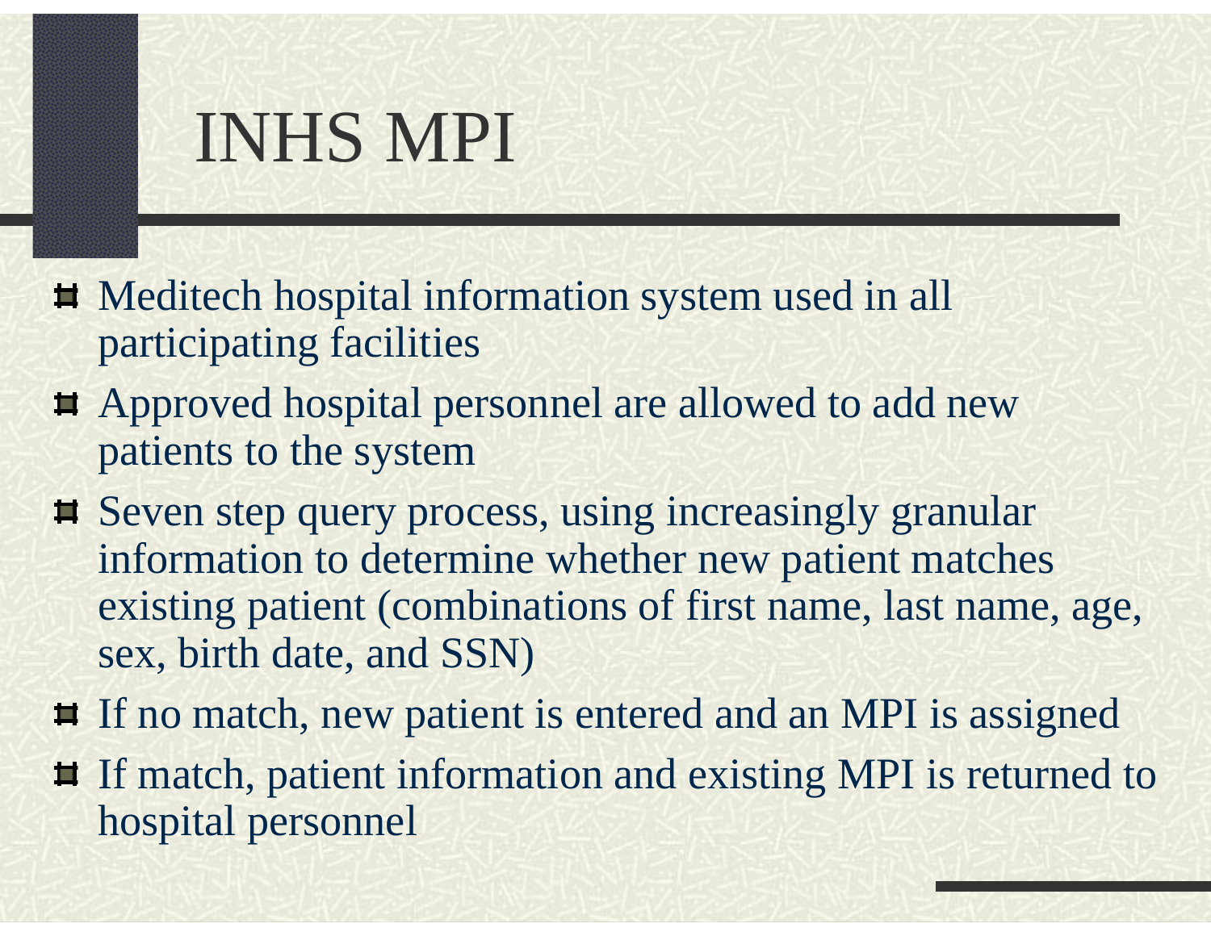# INHS MPI

- Meditech hospital information system used in all participating facilities
- Approved hospital personnel are allowed to add new patients to the system
- Seven step query process, using increasingly granular information to determine whether new patient matches existing patient (combinations of first name, last name, age, sex, birth date, and SSN)
- If no match, new patient is entered and an MPI is assigned
- If match, patient information and existing MPI is returned to hospital personnel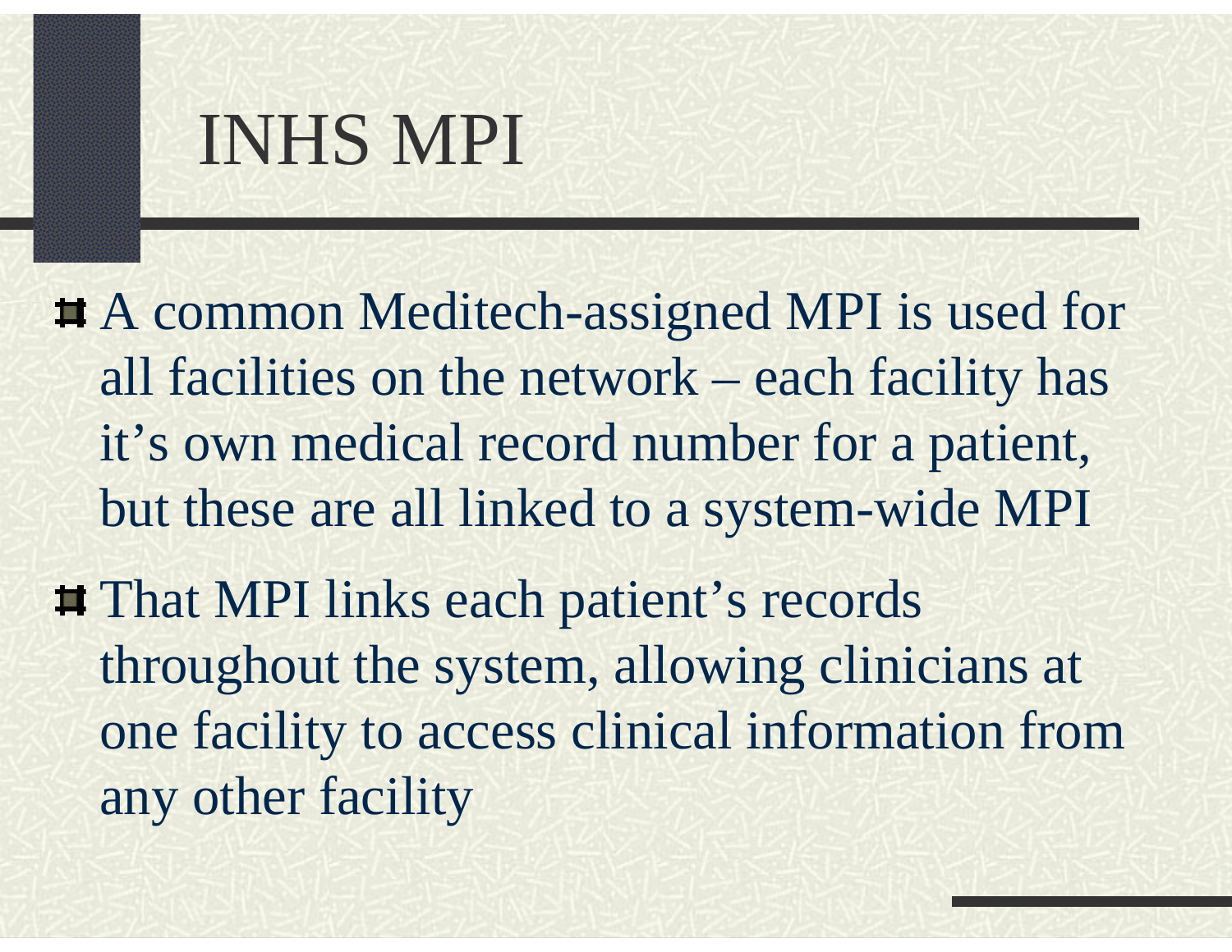# INHS MPI

- A common Meditech-assigned MPI is used for all facilities on the network – each facility has it's own medical record number for a patient, but these are all linked to a system-wide MPI
- That MPI links each patient's records throughout the system, allowing clinicians at one facility to access clinical information from any other facility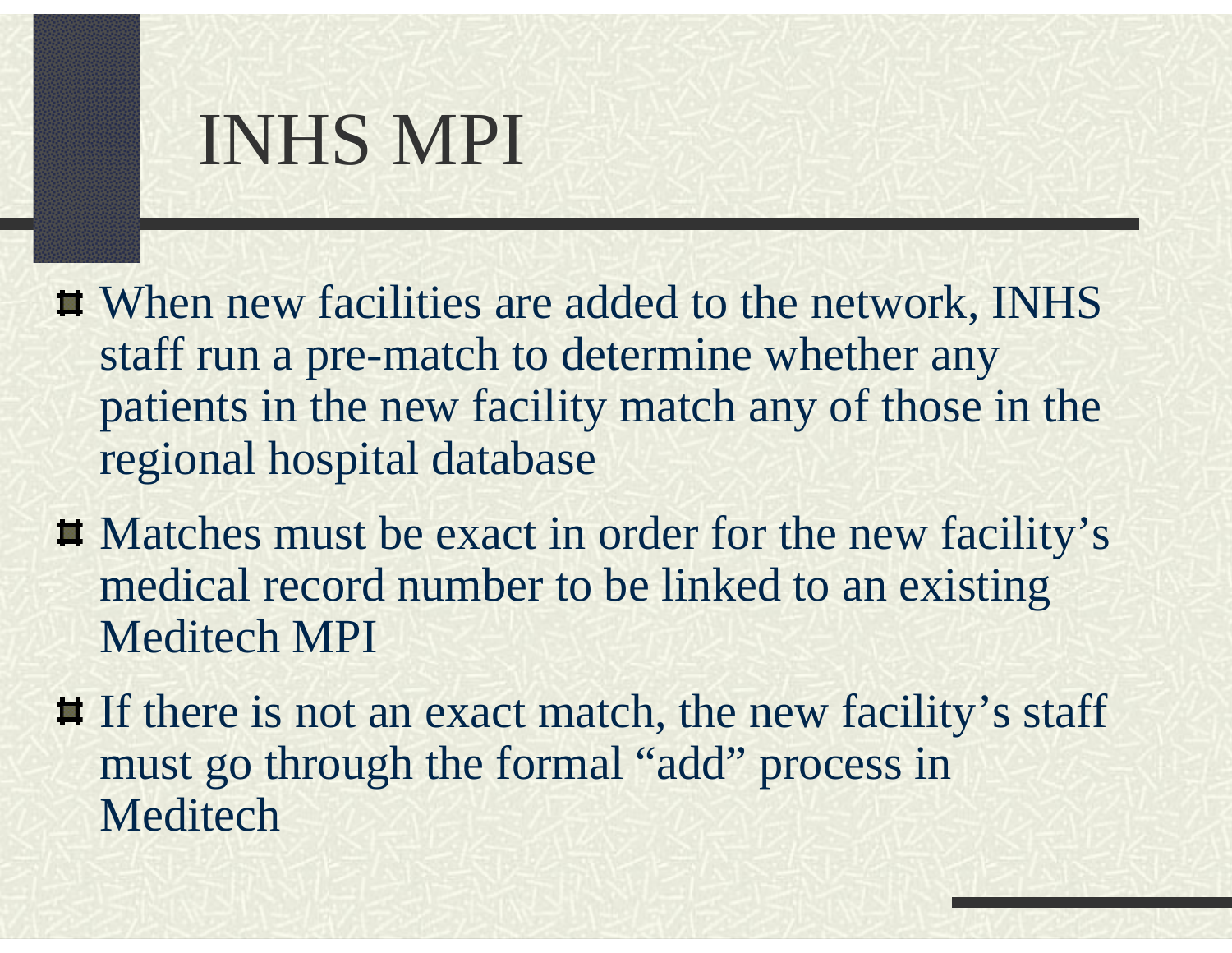# INHS MPI

- When new facilities are added to the network, INHS staff run a pre-match to determine whether any patients in the new facility match any of those in the regional hospital database
- Matches must be exact in order for the new facility's medical record number to be linked to an existing Meditech MPI
- If there is not an exact match, the new facility's staff must go through the formal "add" process in Meditech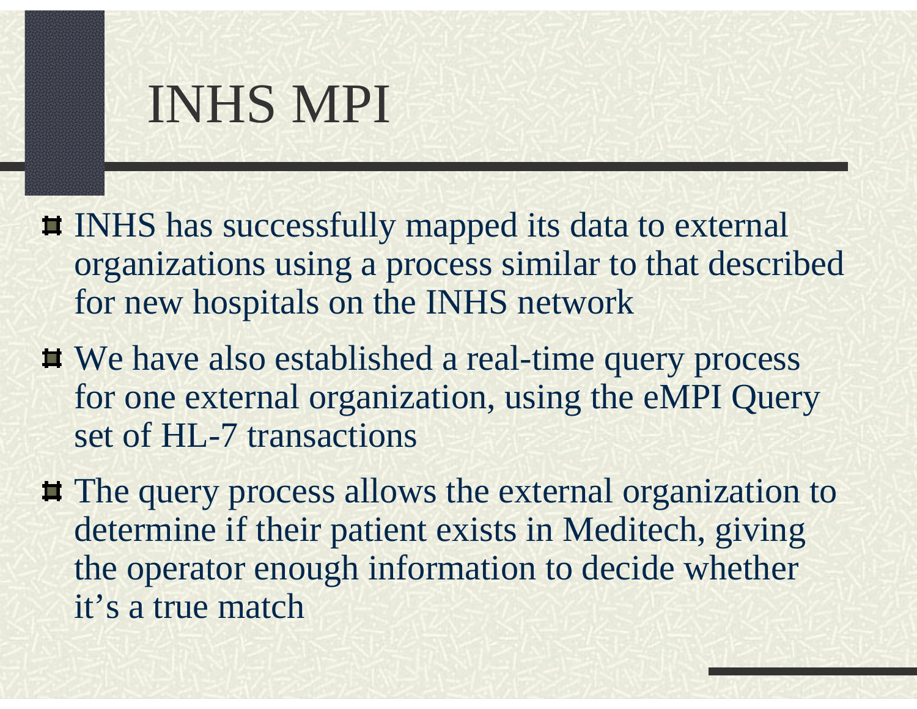# INHS MPI

- INHS has successfully mapped its data to external organizations using a process similar to that described for new hospitals on the INHS network
- We have also established a real-time query process for one external organization, using the eMPI Query set of HL-7 transactions
- The query process allows the external organization to determine if their patient exists in Meditech, giving the operator enough information to decide whether it's a true match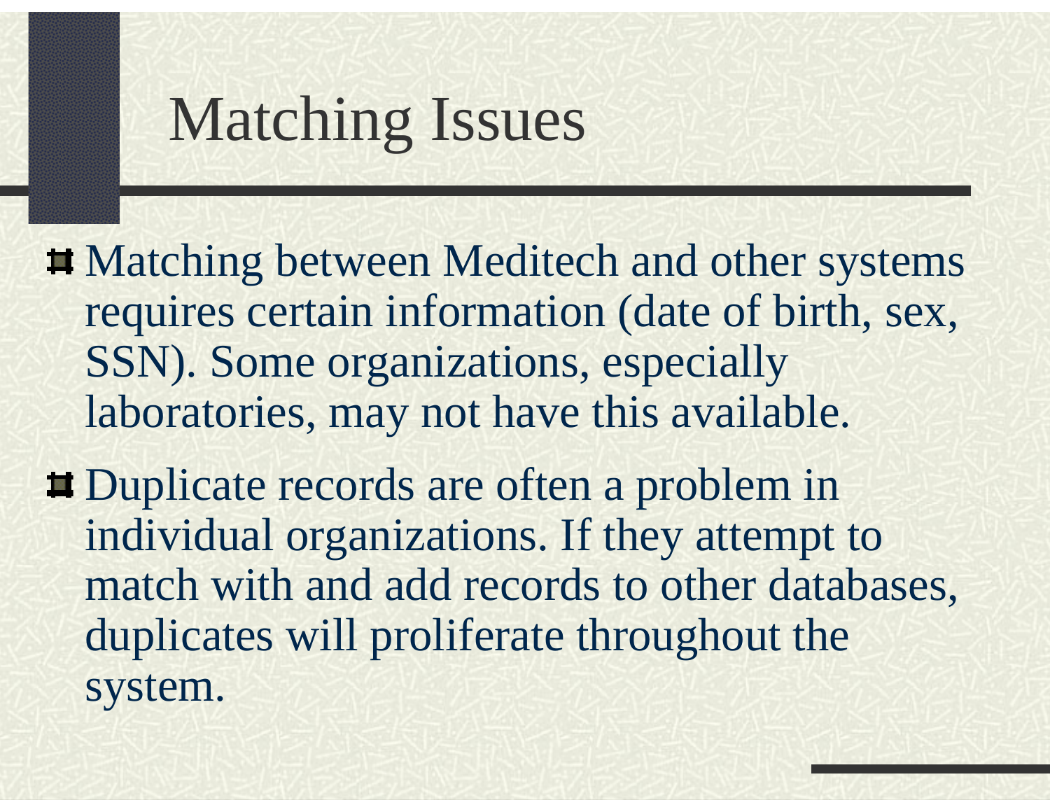# Matching Issues

- Matching between Meditech and other systems requires certain information (date of birth, sex, SSN). Some organizations, especially laboratories, may not have this available.
- Duplicate records are often a problem in individual organizations. If they attempt to match with and add records to other databases, duplicates will proliferate throughout the system.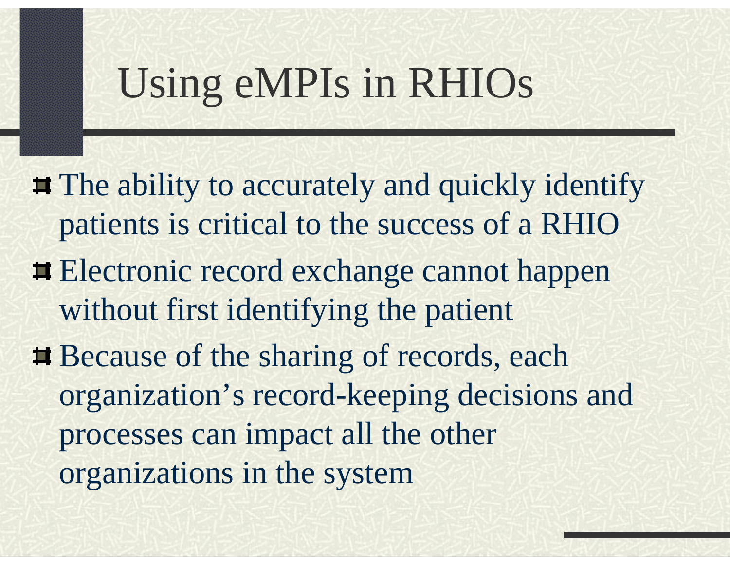# Using eMPIs in RHIOs

- The ability to accurately and quickly identify patients is critical to the success of a RHIO
- Electronic record exchange cannot happen without first identifying the patient
- Because of the sharing of records, each organization's record-keeping decisions and processes can impact all the other organizations in the system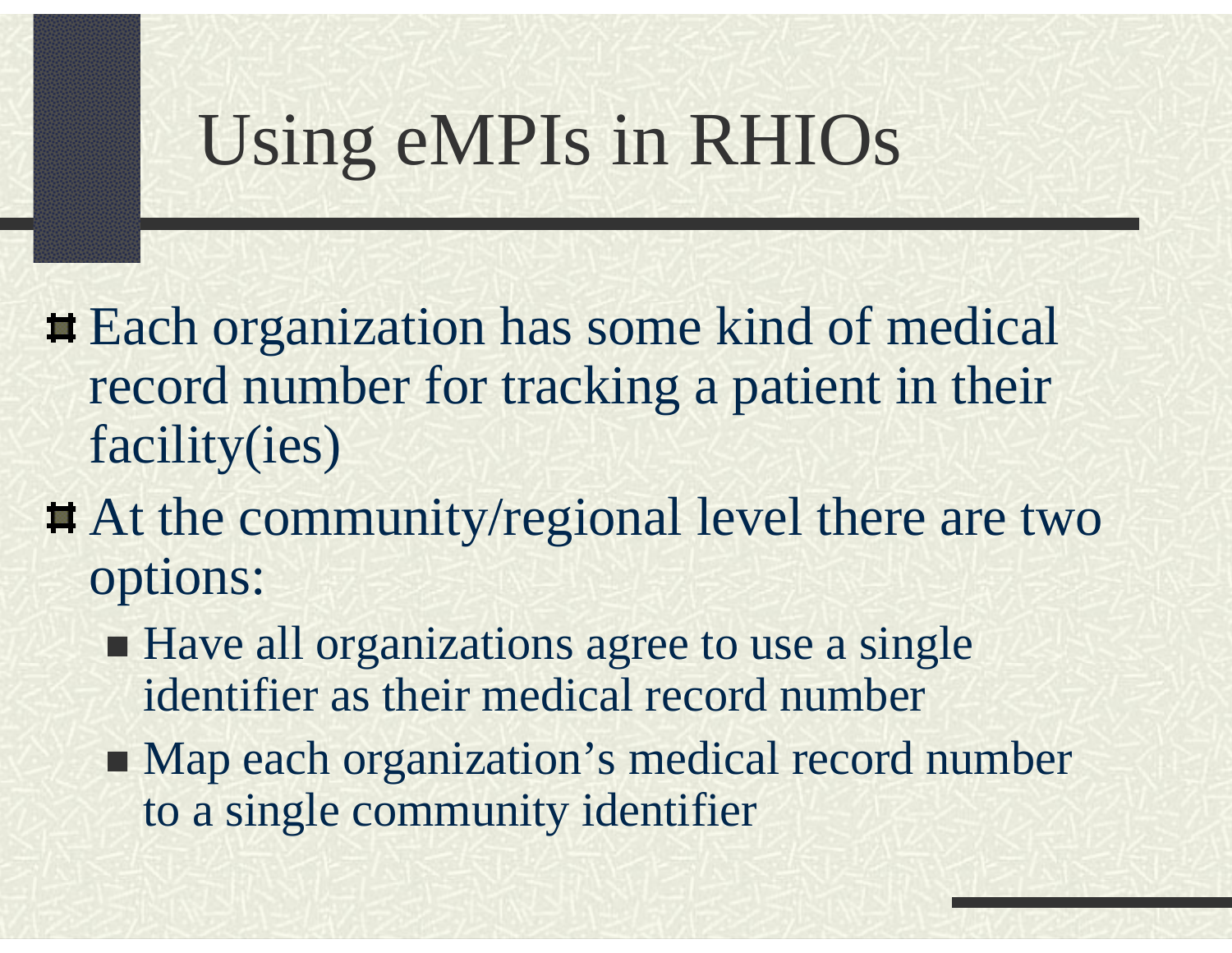# Using eMPIs in RHIOs

- Each organization has some kind of medical record number for tracking a patient in their facility(ies)
- At the community/regional level there are two options:
  - Have all organizations agree to use a single identifier as their medical record number
  - Map each organization's medical record number to a single community identifier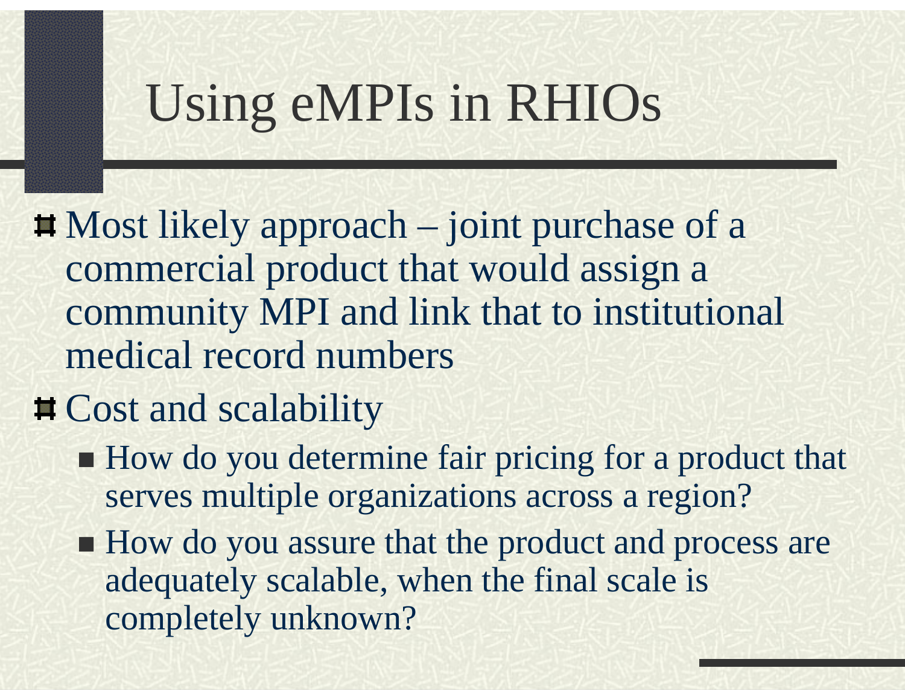# Using eMPIs in RHIOs

- Most likely approach – joint purchase of a commercial product that would assign a community MPI and link that to institutional medical record numbers
- Cost and scalability
  - How do you determine fair pricing for a product that serves multiple organizations across a region?
  - How do you assure that the product and process are adequately scalable, when the final scale is completely unknown?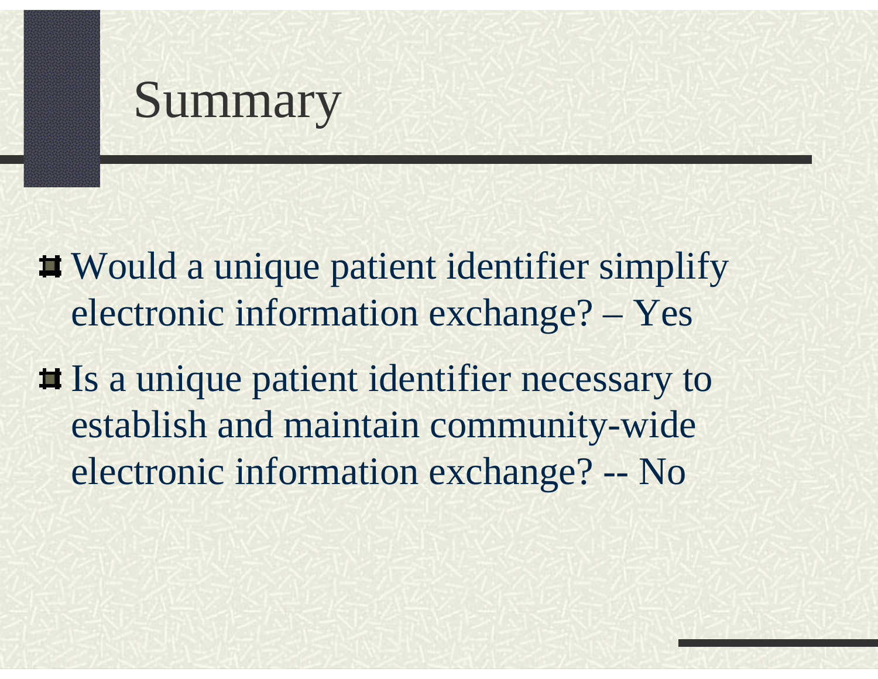# Summary

- Would a unique patient identifier simplify electronic information exchange? – Yes
- Is a unique patient identifier necessary to establish and maintain community-wide electronic information exchange? -- No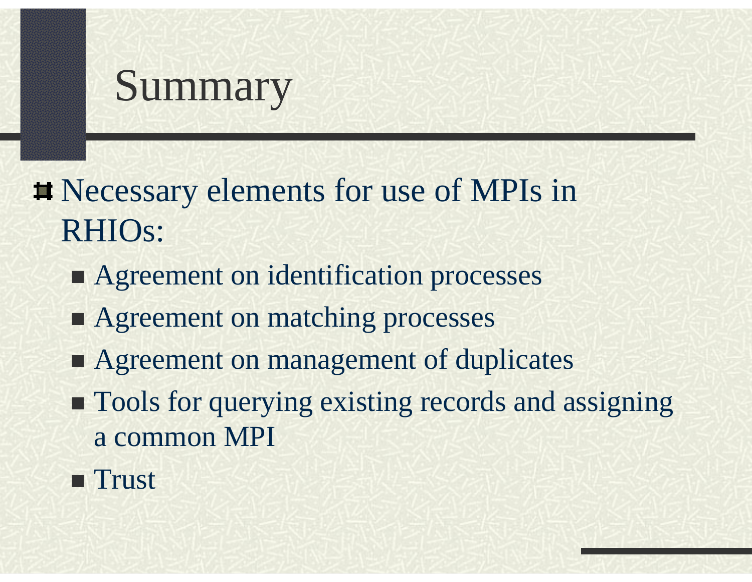# Summary

- Necessary elements for use of MPIs in RHIOs:
  - Agreement on identification processes
  - Agreement on matching processes
  - Agreement on management of duplicates
  - Tools for querying existing records and assigning a common MPI
  - Trust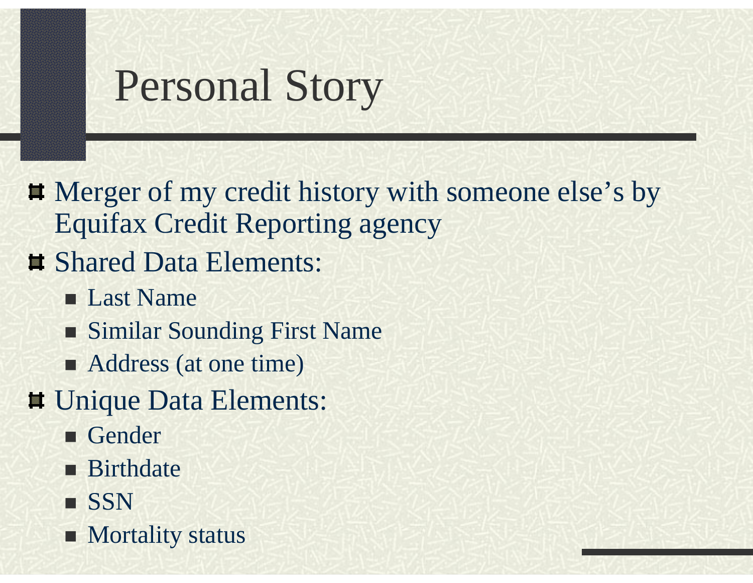# Personal Story

- Merger of my credit history with someone else's by Equifax Credit Reporting agency
- Shared Data Elements:
  - Last Name
  - Similar Sounding First Name
  - Address (at one time)
- Unique Data Elements:
  - Gender
  - Birthdate
  - SSN
  - Mortality status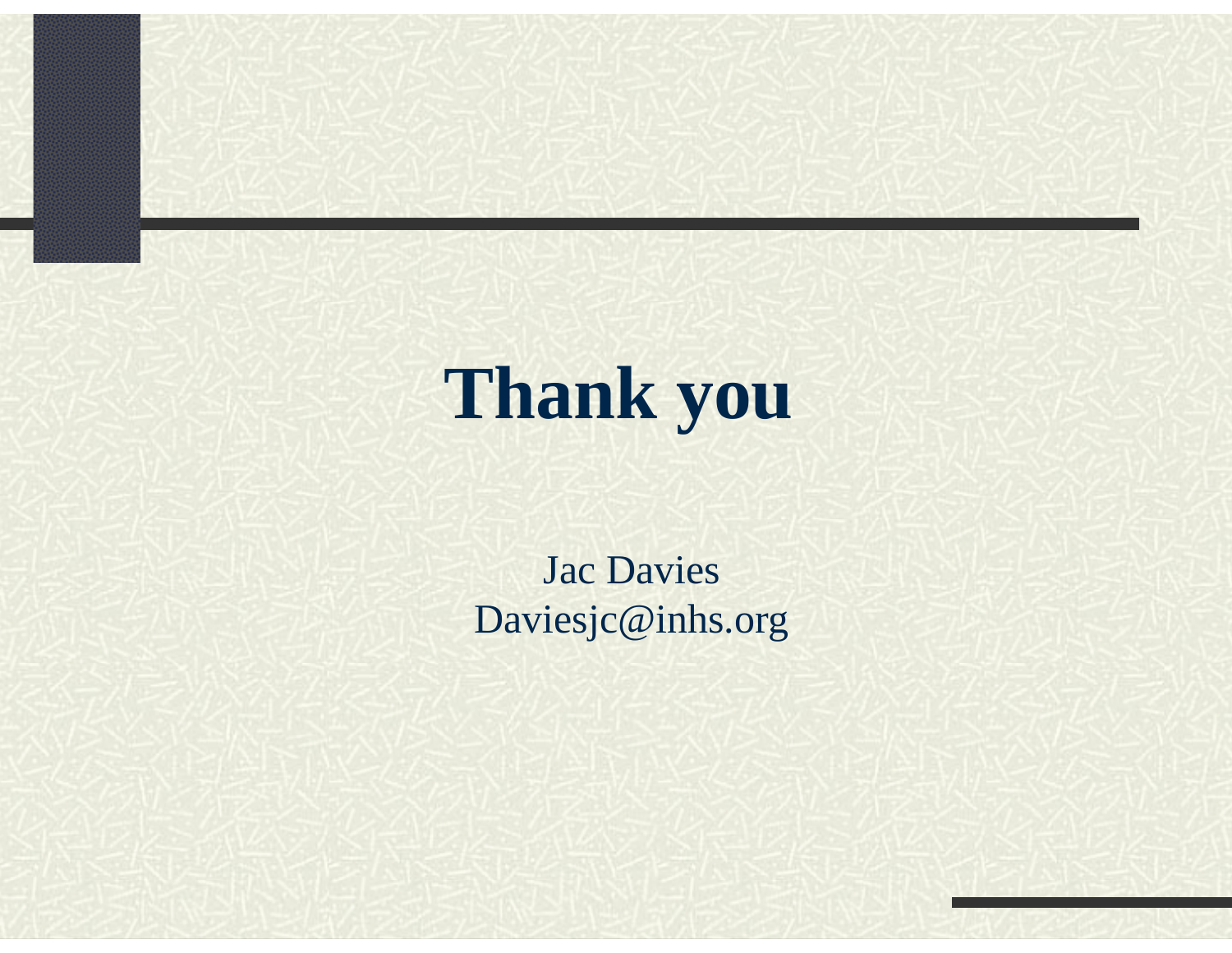# Thank you

Jac Davies
Daviesjc@inhs.org